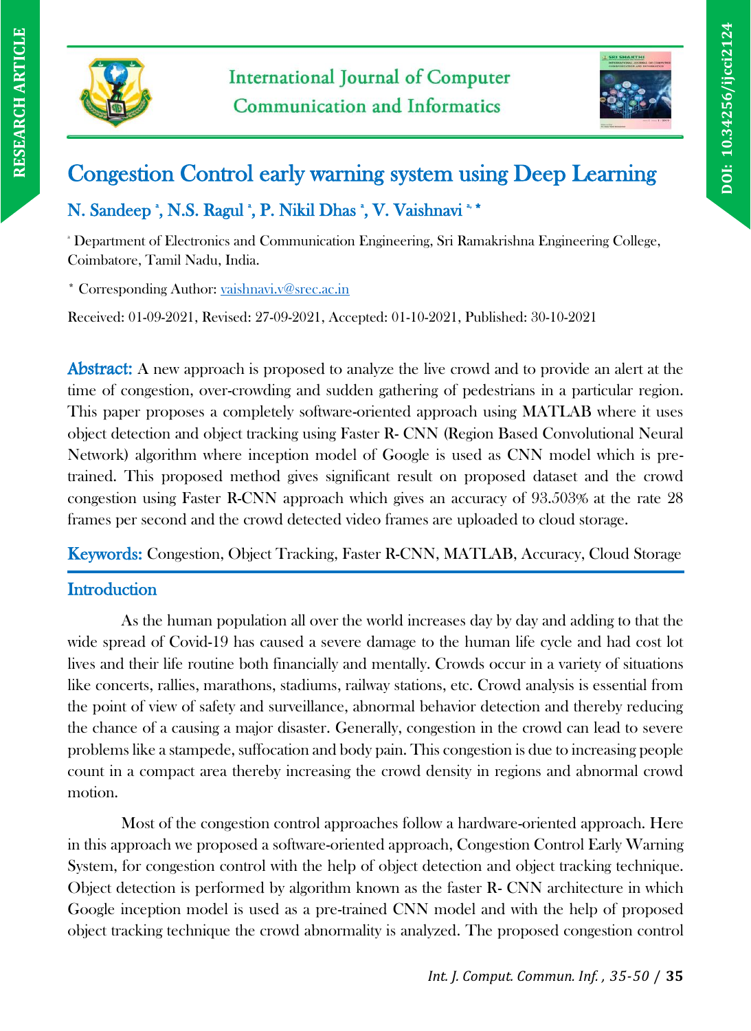# Congestion Control early warning system using Deep Learning

**N. Sandeep [a], N.S. Ragul [a], P. Nikil Dhas [a], V. Vaishnavi [a, *]**

[a] Department of Electronics and Communication Engineering, Sri Ramakrishna Engineering College, Coimbatore, Tamil Nadu, India.

[*] Corresponding Author: vaishnavi.v@srec.ac.in

Received: 01-09-2021, Revised: 27-09-2021, Accepted: 01-10-2021, Published: 30-10-2021

**Abstract:** A new approach is proposed to analyze the live crowd and to provide an alert at the time of congestion, over-crowding and sudden gathering of pedestrians in a particular region. This paper proposes a completely software-oriented approach using **MATLAB** where it uses object detection and object tracking using Faster R- CNN (Region Based Convolutional Neural Network) algorithm where inception model of Google is used as CNN model which is pre-trained. This proposed method gives significant result on proposed dataset and the crowd congestion using Faster R-CNN approach which gives an accuracy of 93.503% at the rate 28 frames per second and the crowd detected video frames are uploaded to cloud storage.

**Keywords:** Congestion, Object Tracking, Faster R-CNN, MATLAB, Accuracy, Cloud Storage

## Introduction

As the human population all over the world increases day by day and adding to that the wide spread of Covid-19 has caused a severe damage to the human life cycle and had cost lot lives and their life routine both financially and mentally. Crowds occur in a variety of situations like concerts, rallies, marathons, stadiums, railway stations, etc. Crowd analysis is essential from the point of view of safety and surveillance, abnormal behavior detection and thereby reducing the chance of a causing a major disaster. Generally, congestion in the crowd can lead to severe problems like a stampede, suffocation and body pain. This congestion is due to increasing people count in a compact area thereby increasing the crowd density in regions and abnormal crowd motion.

Most of the congestion control approaches follow a hardware-oriented approach. Here in this approach we proposed a software-oriented approach, Congestion Control Early Warning System, for congestion control with the help of object detection and object tracking technique. Object detection is performed by algorithm known as the faster R- CNN architecture in which Google inception model is used as a pre-trained CNN model and with the help of proposed object tracking technique the crowd abnormality is analyzed. The proposed congestion control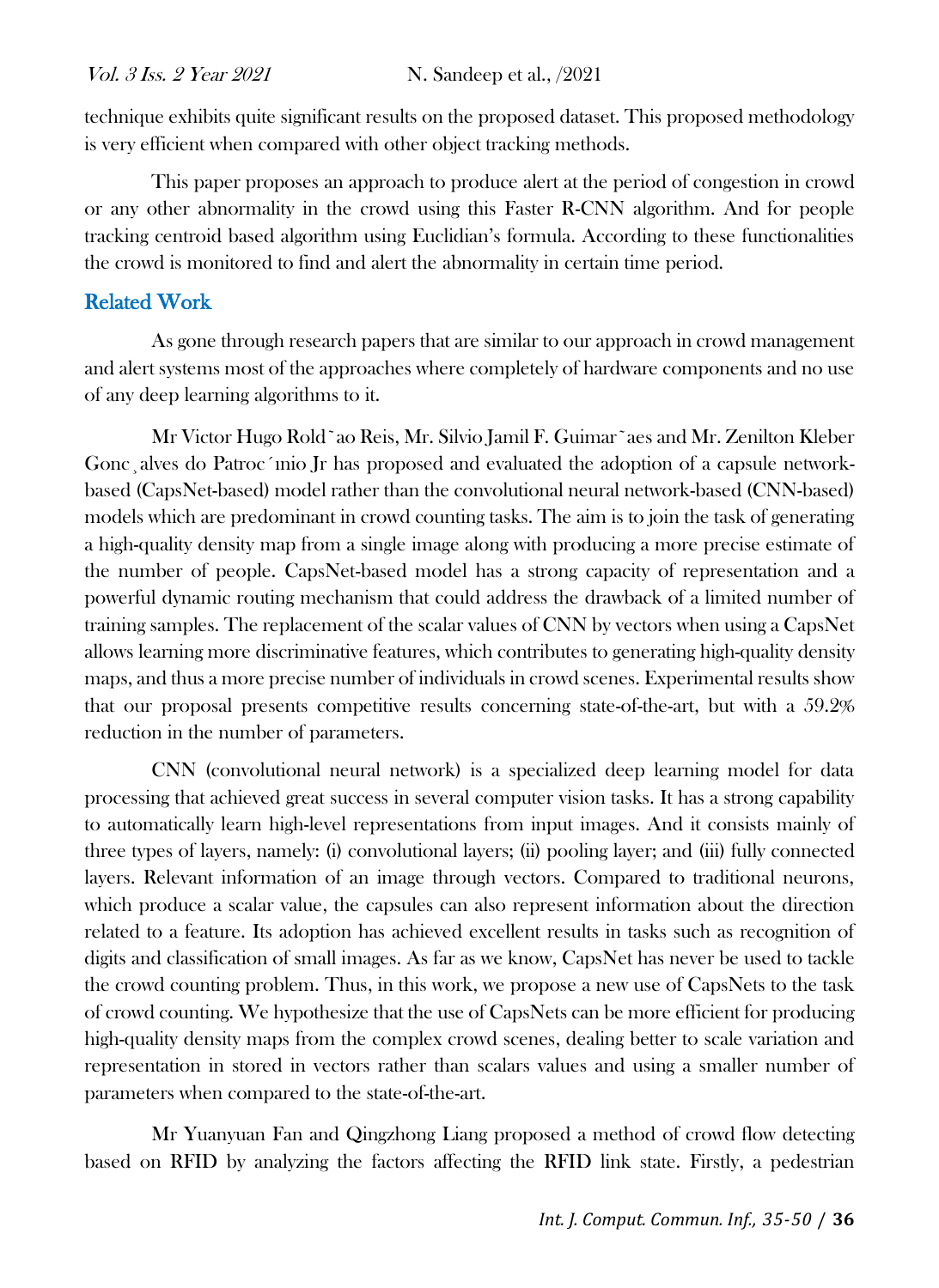technique exhibits quite significant results on the proposed dataset. This proposed methodology is very efficient when compared with other object tracking methods.

This paper proposes an approach to produce alert at the period of congestion in crowd or any other abnormality in the crowd using this Faster R-CNN algorithm. And for people tracking centroid based algorithm using Euclidian's formula. According to these functionalities the crowd is monitored to find and alert the abnormality in certain time period.

## Related Work

As gone through research papers that are similar to our approach in crowd management and alert systems most of the approaches where completely of hardware components and no use of any deep learning algorithms to it.

Mr Victor Hugo Rold˜ao Reis, Mr. Silvio Jamil F. Guimar˜aes and Mr. Zenilton Kleber Gonc¸alves do Patroc´ınio Jr has proposed and evaluated the adoption of a capsule network-based (CapsNet-based) model rather than the convolutional neural network-based (CNN-based) models which are predominant in crowd counting tasks. The aim is to join the task of generating a high-quality density map from a single image along with producing a more precise estimate of the number of people. CapsNet-based model has a strong capacity of representation and a powerful dynamic routing mechanism that could address the drawback of a limited number of training samples. The replacement of the scalar values of CNN by vectors when using a CapsNet allows learning more discriminative features, which contributes to generating high-quality density maps, and thus a more precise number of individuals in crowd scenes. Experimental results show that our proposal presents competitive results concerning state-of-the-art, but with a 59.2% reduction in the number of parameters.

CNN (convolutional neural network) is a specialized deep learning model for data processing that achieved great success in several computer vision tasks. It has a strong capability to automatically learn high-level representations from input images. And it consists mainly of three types of layers, namely: (i) convolutional layers; (ii) pooling layer; and (iii) fully connected layers. Relevant information of an image through vectors. Compared to traditional neurons, which produce a scalar value, the capsules can also represent information about the direction related to a feature. Its adoption has achieved excellent results in tasks such as recognition of digits and classification of small images. As far as we know, CapsNet has never be used to tackle the crowd counting problem. Thus, in this work, we propose a new use of CapsNets to the task of crowd counting. We hypothesize that the use of CapsNets can be more efficient for producing high-quality density maps from the complex crowd scenes, dealing better to scale variation and representation in stored in vectors rather than scalars values and using a smaller number of parameters when compared to the state-of-the-art.

Mr Yuanyuan Fan and Qingzhong Liang proposed a method of crowd flow detecting based on RFID by analyzing the factors affecting the RFID link state. Firstly, a pedestrian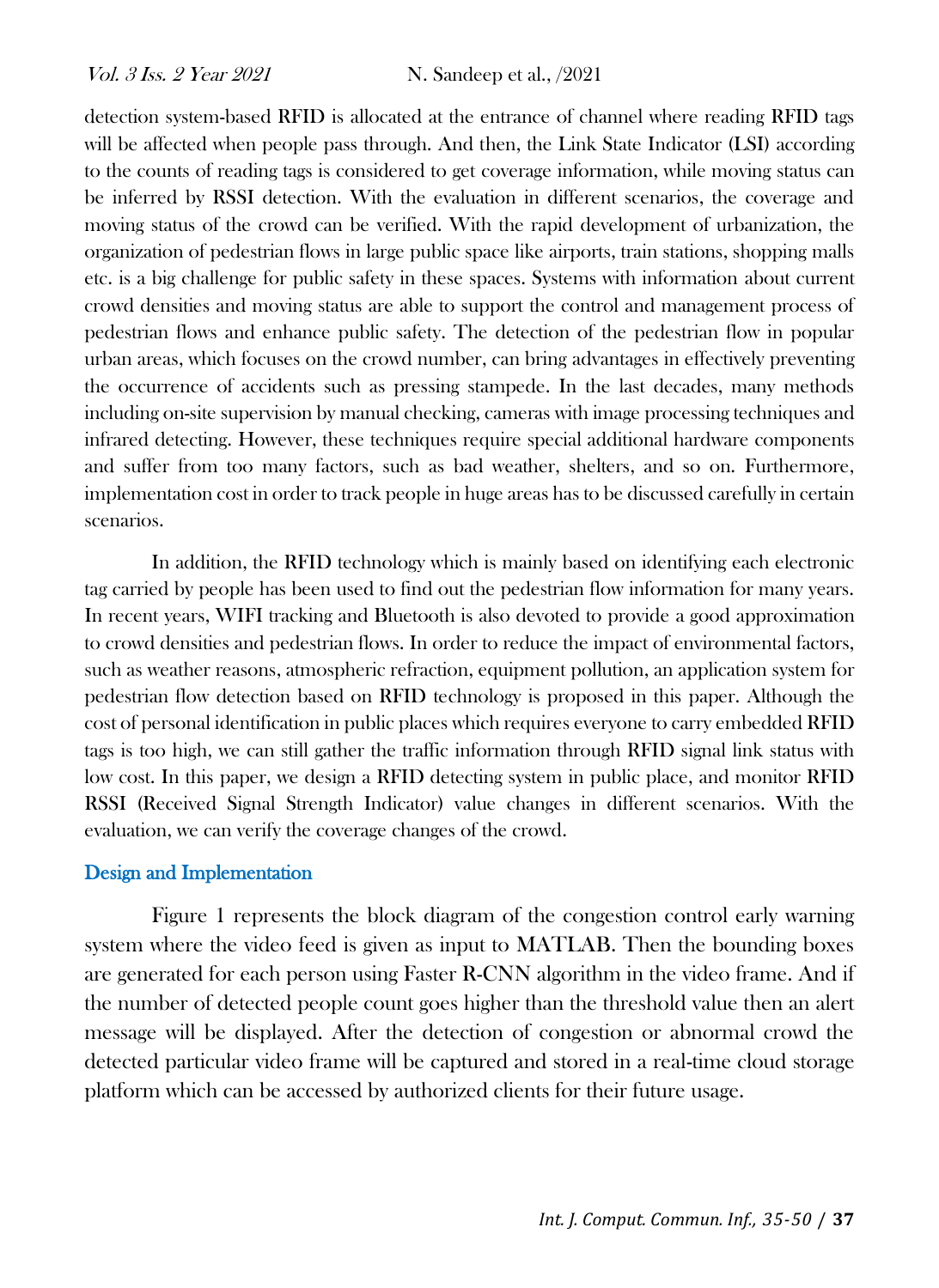detection system-based RFID is allocated at the entrance of channel where reading RFID tags will be affected when people pass through. And then, the Link State Indicator (LSI) according to the counts of reading tags is considered to get coverage information, while moving status can be inferred by RSSI detection. With the evaluation in different scenarios, the coverage and moving status of the crowd can be verified. With the rapid development of urbanization, the organization of pedestrian flows in large public space like airports, train stations, shopping malls etc. is a big challenge for public safety in these spaces. Systems with information about current crowd densities and moving status are able to support the control and management process of pedestrian flows and enhance public safety. The detection of the pedestrian flow in popular urban areas, which focuses on the crowd number, can bring advantages in effectively preventing the occurrence of accidents such as pressing stampede. In the last decades, many methods including on-site supervision by manual checking, cameras with image processing techniques and infrared detecting. However, these techniques require special additional hardware components and suffer from too many factors, such as bad weather, shelters, and so on. Furthermore, implementation cost in order to track people in huge areas has to be discussed carefully in certain scenarios.

In addition, the RFID technology which is mainly based on identifying each electronic tag carried by people has been used to find out the pedestrian flow information for many years. In recent years, WIFI tracking and Bluetooth is also devoted to provide a good approximation to crowd densities and pedestrian flows. In order to reduce the impact of environmental factors, such as weather reasons, atmospheric refraction, equipment pollution, an application system for pedestrian flow detection based on RFID technology is proposed in this paper. Although the cost of personal identification in public places which requires everyone to carry embedded RFID tags is too high, we can still gather the traffic information through RFID signal link status with low cost. In this paper, we design a RFID detecting system in public place, and monitor RFID RSSI (Received Signal Strength Indicator) value changes in different scenarios. With the evaluation, we can verify the coverage changes of the crowd.

## Design and Implementation

Figure 1 represents the block diagram of the congestion control early warning system where the video feed is given as input to MATLAB. Then the bounding boxes are generated for each person using Faster R-CNN algorithm in the video frame. And if the number of detected people count goes higher than the threshold value then an alert message will be displayed. After the detection of congestion or abnormal crowd the detected particular video frame will be captured and stored in a real-time cloud storage platform which can be accessed by authorized clients for their future usage.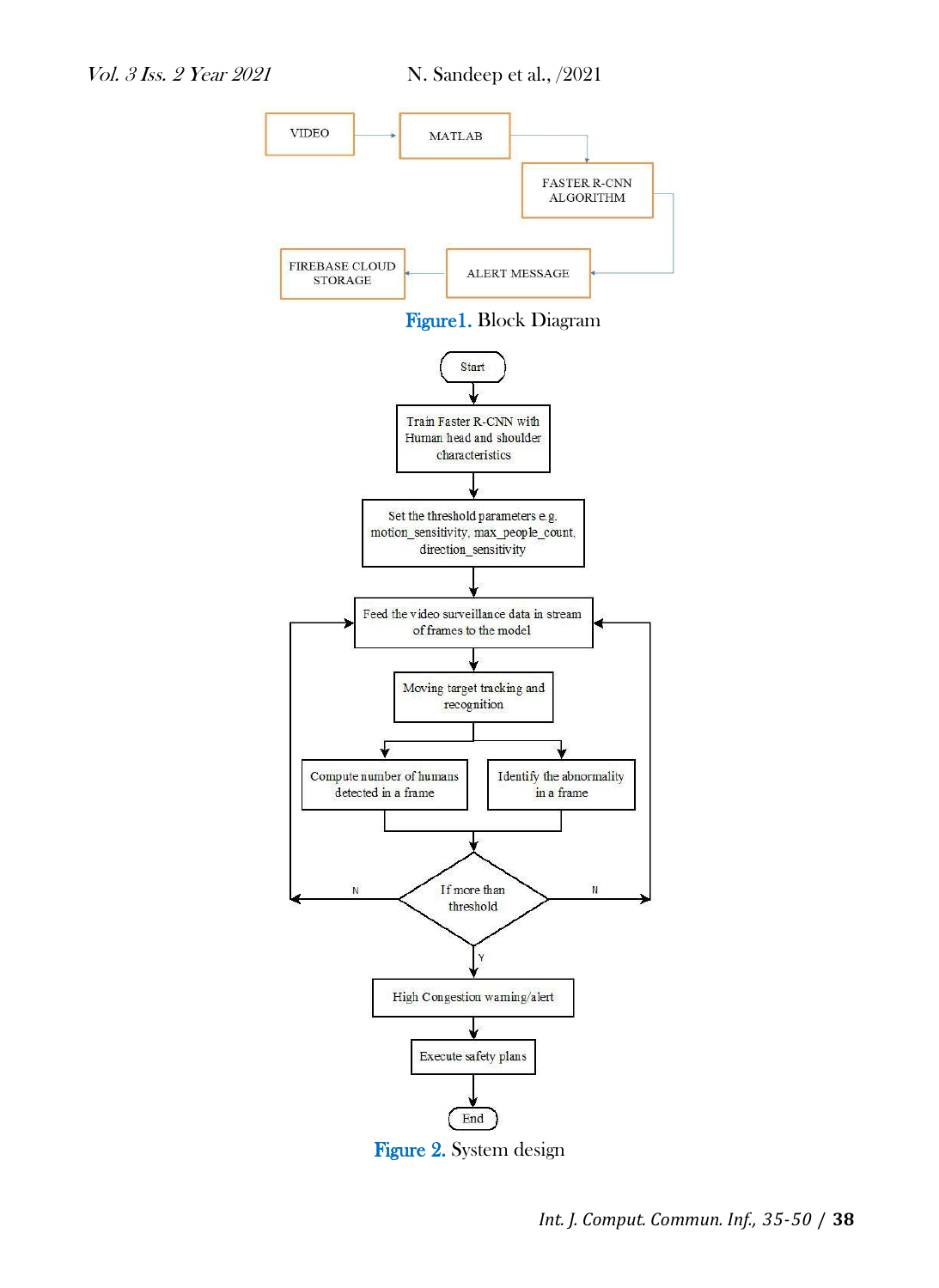```
VIDEO → MATLAB → FASTER R-CNN ALGORITHM → ALERT MESSAGE → FIREBASE CLOUD STORAGE
```

**Figure1.** Block Diagram

```
Start
  ↓
Train Faster R-CNN with Human head and shoulder characteristics
  ↓
Set the threshold parameters e.g. motion_sensitivity, max_people_count, direction_sensitivity
  ↓
Feed the video surveillance data in stream of frames to the model  ← (N)
  ↓
Moving target tracking and recognition
  ↓                                      ↓
Compute number of humans detected in a frame    Identify the abnormality in a frame
  ↓
If more than threshold  — N → back to "Feed the video surveillance data in stream of frames to the model"
  ↓ Y
High Congestion warning/alert
  ↓
Execute safety plans
  ↓
End
```

**Figure 2.** System design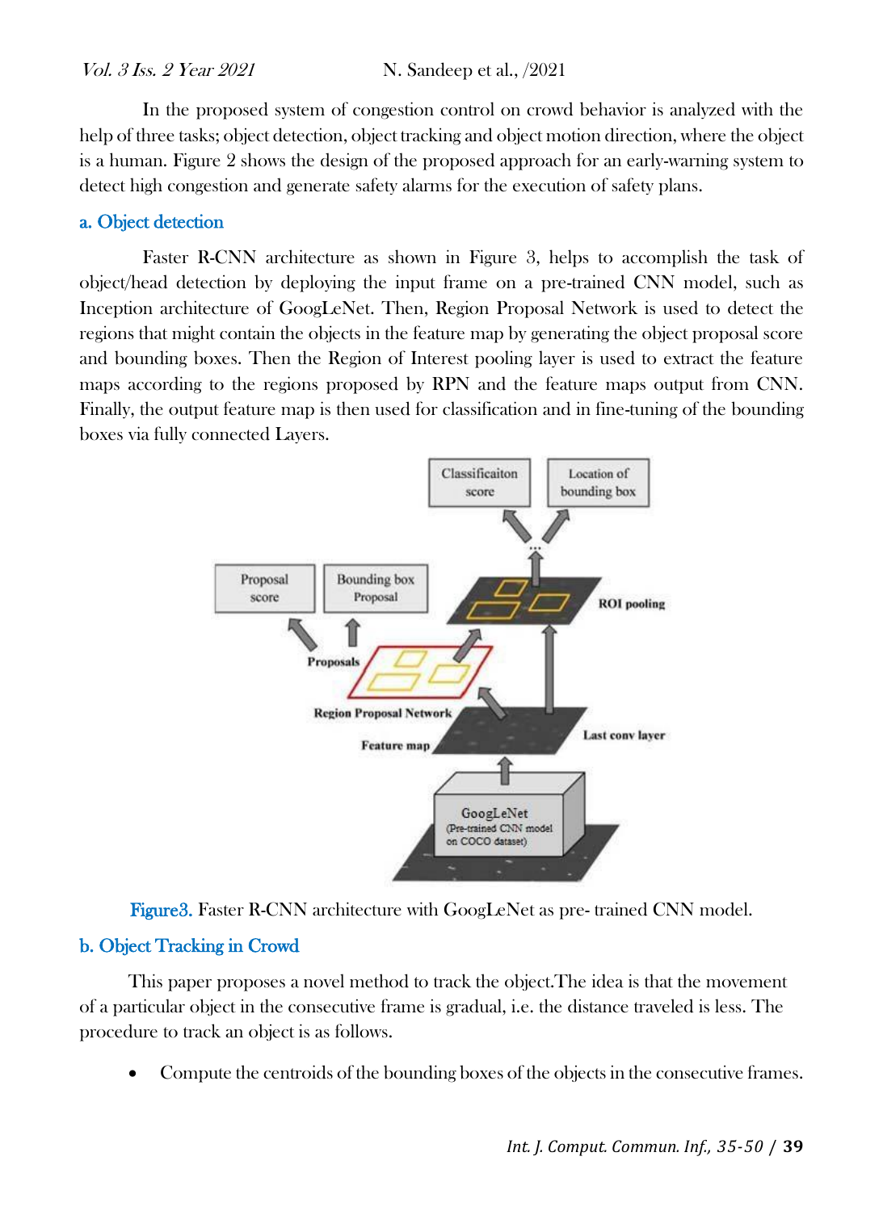In the proposed system of congestion control on crowd behavior is analyzed with the help of three tasks; object detection, object tracking and object motion direction, where the object is a human. Figure 2 shows the design of the proposed approach for an early-warning system to detect high congestion and generate safety alarms for the execution of safety plans.

### a. Object detection

Faster R-CNN architecture as shown in Figure 3, helps to accomplish the task of object/head detection by deploying the input frame on a pre-trained CNN model, such as Inception architecture of GoogLeNet. Then, Region Proposal Network is used to detect the regions that might contain the objects in the feature map by generating the object proposal score and bounding boxes. Then the Region of Interest pooling layer is used to extract the feature maps according to the regions proposed by RPN and the feature maps output from CNN. Finally, the output feature map is then used for classification and in fine-tuning of the bounding boxes via fully connected Layers.

Figure3. Faster R-CNN architecture with GoogLeNet as pre- trained CNN model.

### b. Object Tracking in Crowd

This paper proposes a novel method to track the object.The idea is that the movement of a particular object in the consecutive frame is gradual, i.e. the distance traveled is less. The procedure to track an object is as follows.

- Compute the centroids of the bounding boxes of the objects in the consecutive frames.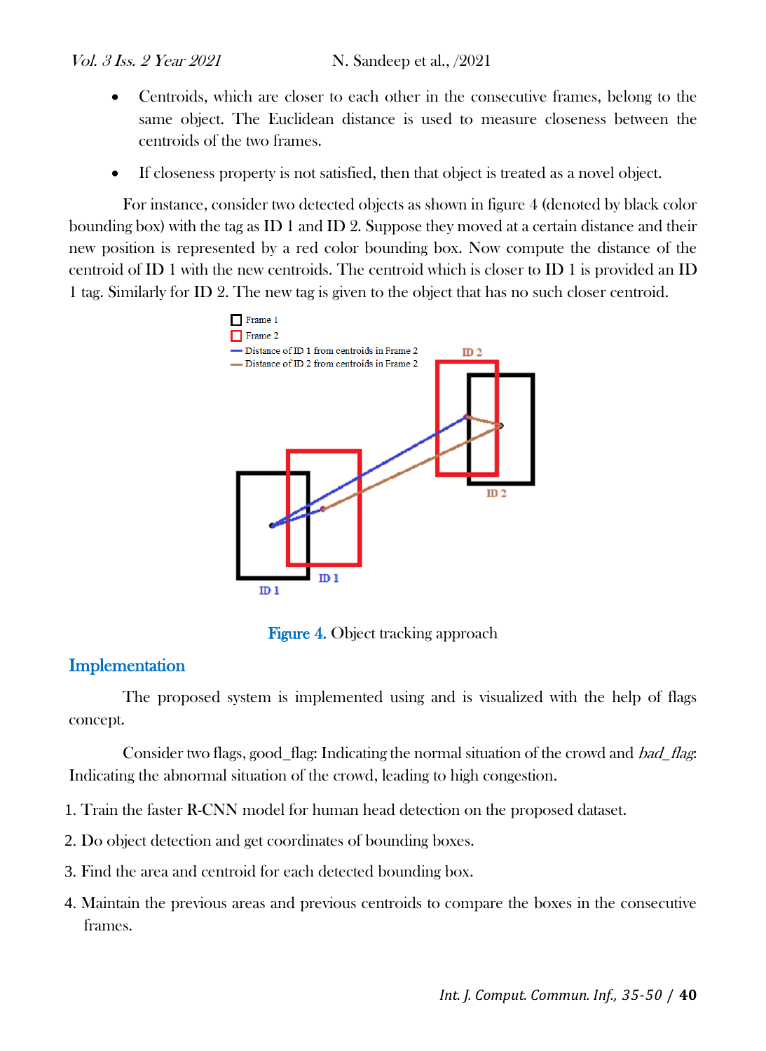- Centroids, which are closer to each other in the consecutive frames, belong to the same object. The Euclidean distance is used to measure closeness between the centroids of the two frames.
- If closeness property is not satisfied, then that object is treated as a novel object.

For instance, consider two detected objects as shown in figure 4 (denoted by black color bounding box) with the tag as ID 1 and ID 2. Suppose they moved at a certain distance and their new position is represented by a red color bounding box. Now compute the distance of the centroid of ID 1 with the new centroids. The centroid which is closer to ID 1 is provided an ID 1 tag. Similarly for ID 2. The new tag is given to the object that has no such closer centroid.

Figure 4. Object tracking approach

## Implementation

The proposed system is implemented using and is visualized with the help of flags concept.

Consider two flags, good_flag: Indicating the normal situation of the crowd and *bad_flag*: Indicating the abnormal situation of the crowd, leading to high congestion.

1. Train the faster R-CNN model for human head detection on the proposed dataset.
2. Do object detection and get coordinates of bounding boxes.
3. Find the area and centroid for each detected bounding box.
4. Maintain the previous areas and previous centroids to compare the boxes in the consecutive frames.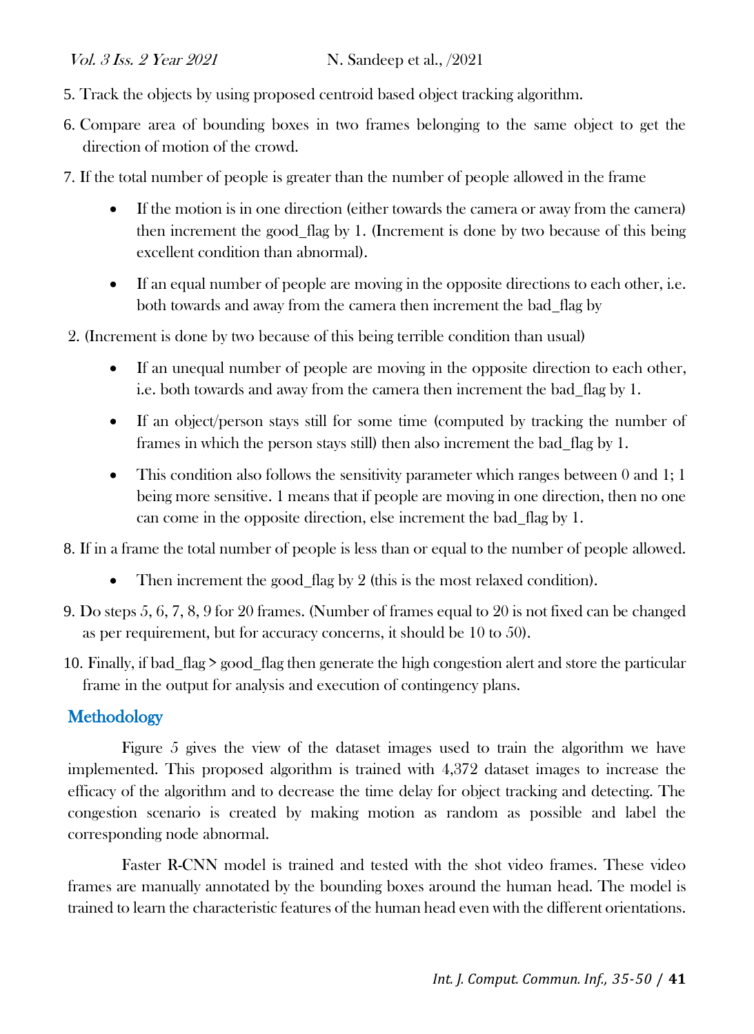5. Track the objects by using proposed centroid based object tracking algorithm.
6. Compare area of bounding boxes in two frames belonging to the same object to get the direction of motion of the crowd.
7. If the total number of people is greater than the number of people allowed in the frame
    - If the motion is in one direction (either towards the camera or away from the camera) then increment the good_flag by 1. (Increment is done by two because of this being excellent condition than abnormal).
    - If an equal number of people are moving in the opposite directions to each other, i.e. both towards and away from the camera then increment the bad_flag by

2. (Increment is done by two because of this being terrible condition than usual)

    - If an unequal number of people are moving in the opposite direction to each other, i.e. both towards and away from the camera then increment the bad_flag by 1.
    - If an object/person stays still for some time (computed by tracking the number of frames in which the person stays still) then also increment the bad_flag by 1.
    - This condition also follows the sensitivity parameter which ranges between 0 and 1; 1 being more sensitive. 1 means that if people are moving in one direction, then no one can come in the opposite direction, else increment the bad_flag by 1.

8. If in a frame the total number of people is less than or equal to the number of people allowed.
    - Then increment the good_flag by 2 (this is the most relaxed condition).
9. Do steps 5, 6, 7, 8, 9 for 20 frames. (Number of frames equal to 20 is not fixed can be changed as per requirement, but for accuracy concerns, it should be 10 to 50).
10. Finally, if bad_flag > good_flag then generate the high congestion alert and store the particular frame in the output for analysis and execution of contingency plans.

## Methodology

Figure 5 gives the view of the dataset images used to train the algorithm we have implemented. This proposed algorithm is trained with 4,372 dataset images to increase the efficacy of the algorithm and to decrease the time delay for object tracking and detecting. The congestion scenario is created by making motion as random as possible and label the corresponding node abnormal.

Faster R-CNN model is trained and tested with the shot video frames. These video frames are manually annotated by the bounding boxes around the human head. The model is trained to learn the characteristic features of the human head even with the different orientations.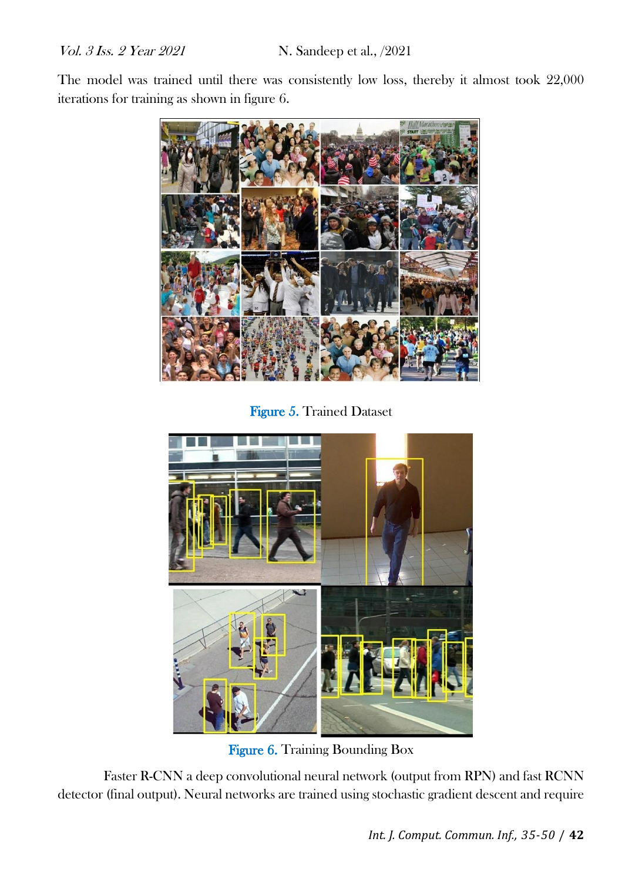The model was trained until there was consistently low loss, thereby it almost took 22,000 iterations for training as shown in figure 6.

Figure 5. Trained Dataset

Figure 6. Training Bounding Box

Faster R-CNN a deep convolutional neural network (output from RPN) and fast RCNN detector (final output). Neural networks are trained using stochastic gradient descent and require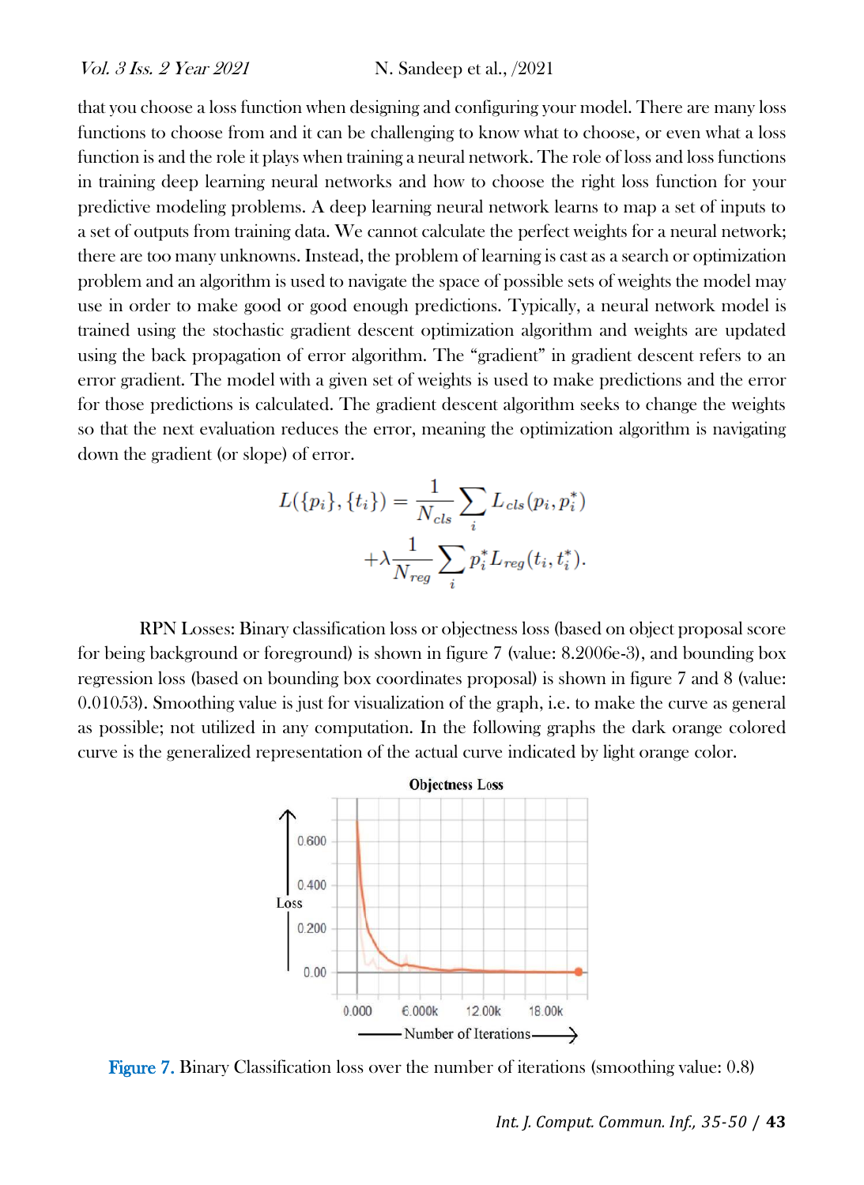that you choose a loss function when designing and configuring your model. There are many loss functions to choose from and it can be challenging to know what to choose, or even what a loss function is and the role it plays when training a neural network. The role of loss and loss functions in training deep learning neural networks and how to choose the right loss function for your predictive modeling problems. A deep learning neural network learns to map a set of inputs to a set of outputs from training data. We cannot calculate the perfect weights for a neural network; there are too many unknowns. Instead, the problem of learning is cast as a search or optimization problem and an algorithm is used to navigate the space of possible sets of weights the model may use in order to make good or good enough predictions. Typically, a neural network model is trained using the stochastic gradient descent optimization algorithm and weights are updated using the back propagation of error algorithm. The "gradient" in gradient descent refers to an error gradient. The model with a given set of weights is used to make predictions and the error for those predictions is calculated. The gradient descent algorithm seeks to change the weights so that the next evaluation reduces the error, meaning the optimization algorithm is navigating down the gradient (or slope) of error.

$$L(\{p_i\}, \{t_i\}) = \frac{1}{N_{cls}} \sum_i L_{cls}(p_i, p_i^*) + \lambda \frac{1}{N_{reg}} \sum_i p_i^* L_{reg}(t_i, t_i^*).$$

RPN Losses: Binary classification loss or objectness loss (based on object proposal score for being background or foreground) is shown in figure 7 (value: 8.2006e-3), and bounding box regression loss (based on bounding box coordinates proposal) is shown in figure 7 and 8 (value: 0.01053). Smoothing value is just for visualization of the graph, i.e. to make the curve as general as possible; not utilized in any computation. In the following graphs the dark orange colored curve is the generalized representation of the actual curve indicated by light orange color.

Figure 7. Binary Classification loss over the number of iterations (smoothing value: 0.8)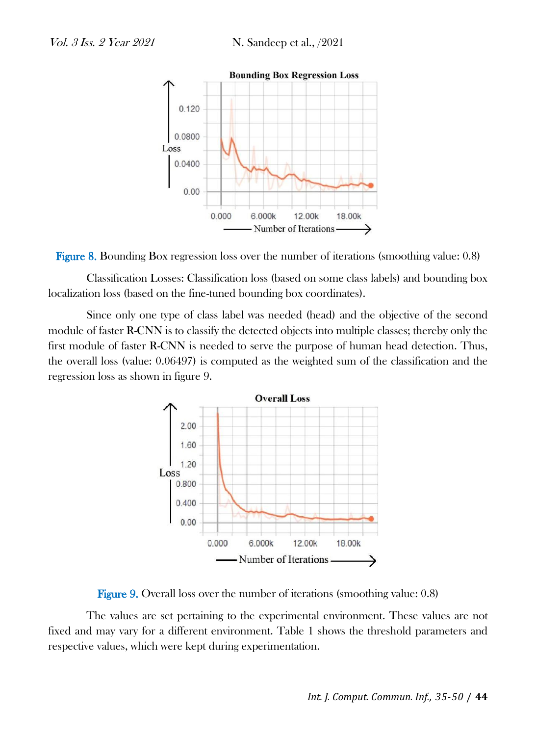Figure 8. Bounding Box regression loss over the number of iterations (smoothing value: 0.8)

Classification Losses: Classification loss (based on some class labels) and bounding box localization loss (based on the fine-tuned bounding box coordinates).

Since only one type of class label was needed (head) and the objective of the second module of faster R-CNN is to classify the detected objects into multiple classes; thereby only the first module of faster R-CNN is needed to serve the purpose of human head detection. Thus, the overall loss (value: 0.06497) is computed as the weighted sum of the classification and the regression loss as shown in figure 9.

Figure 9. Overall loss over the number of iterations (smoothing value: 0.8)

The values are set pertaining to the experimental environment. These values are not fixed and may vary for a different environment. Table 1 shows the threshold parameters and respective values, which were kept during experimentation.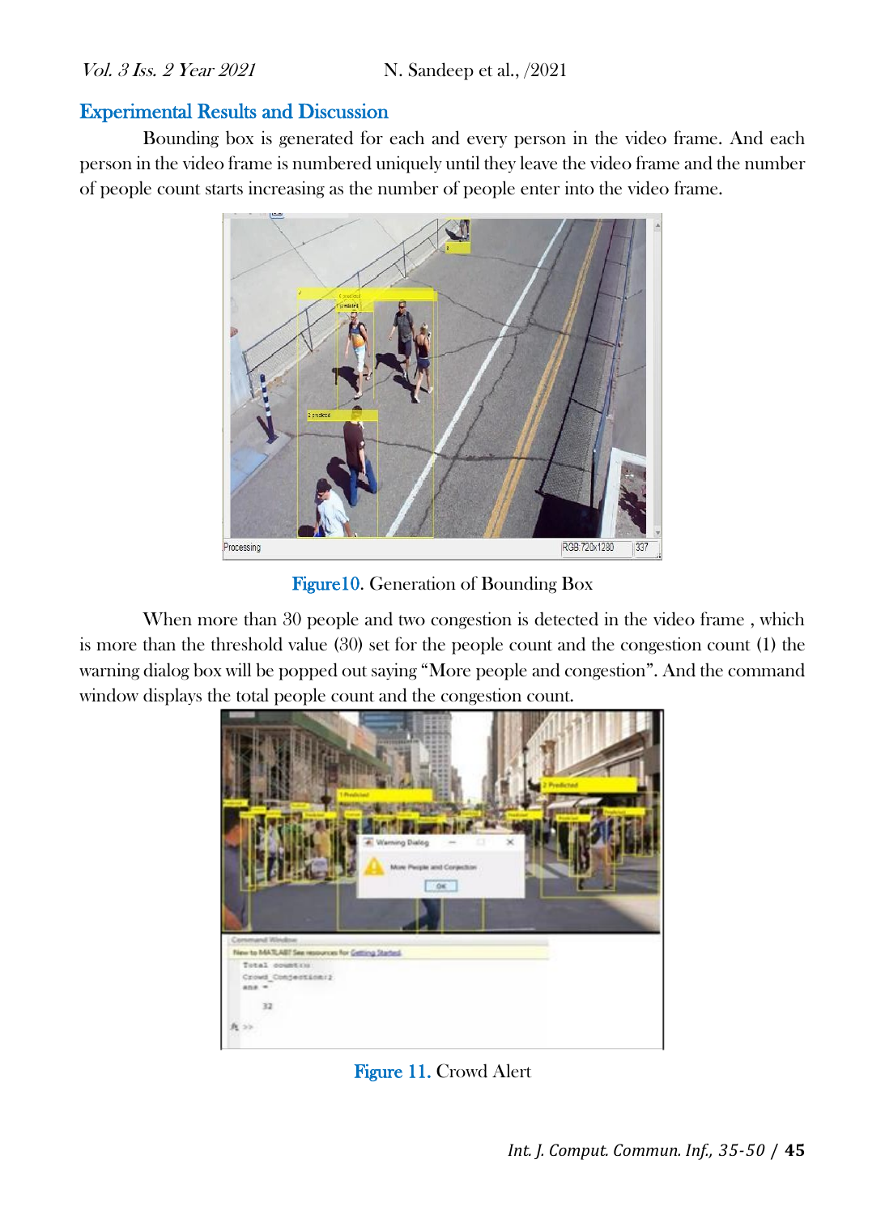## Experimental Results and Discussion

Bounding box is generated for each and every person in the video frame. And each person in the video frame is numbered uniquely until they leave the video frame and the number of people count starts increasing as the number of people enter into the video frame.

Figure10. Generation of Bounding Box

When more than 30 people and two congestion is detected in the video frame , which is more than the threshold value (30) set for the people count and the congestion count (1) the warning dialog box will be popped out saying "More people and congestion". And the command window displays the total people count and the congestion count.

Figure 11. Crowd Alert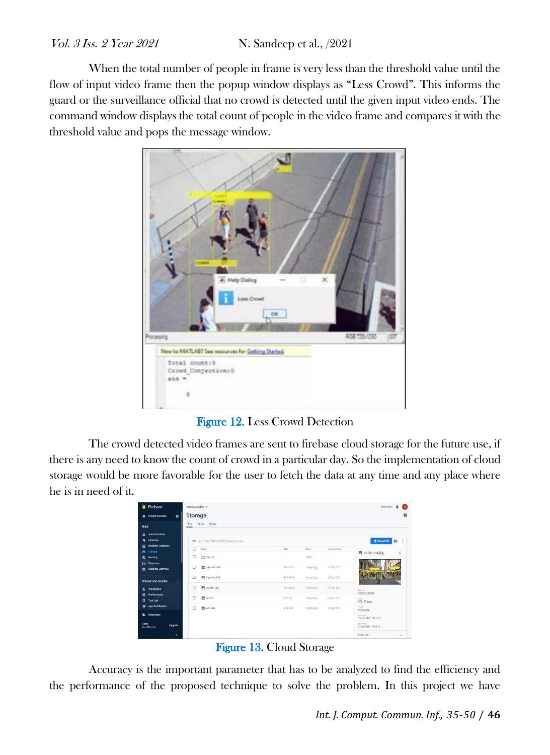When the total number of people in frame is very less than the threshold value until the flow of input video frame then the popup window displays as "Less Crowd". This informs the guard or the surveillance official that no crowd is detected until the given input video ends. The command window displays the total count of people in the video frame and compares it with the threshold value and pops the message window.

Figure 12. Less Crowd Detection

The crowd detected video frames are sent to firebase cloud storage for the future use, if there is any need to know the count of crowd in a particular day. So the implementation of cloud storage would be more favorable for the user to fetch the data at any time and any place where he is in need of it.

Figure 13. Cloud Storage

Accuracy is the important parameter that has to be analyzed to find the efficiency and the performance of the proposed technique to solve the problem. In this project we have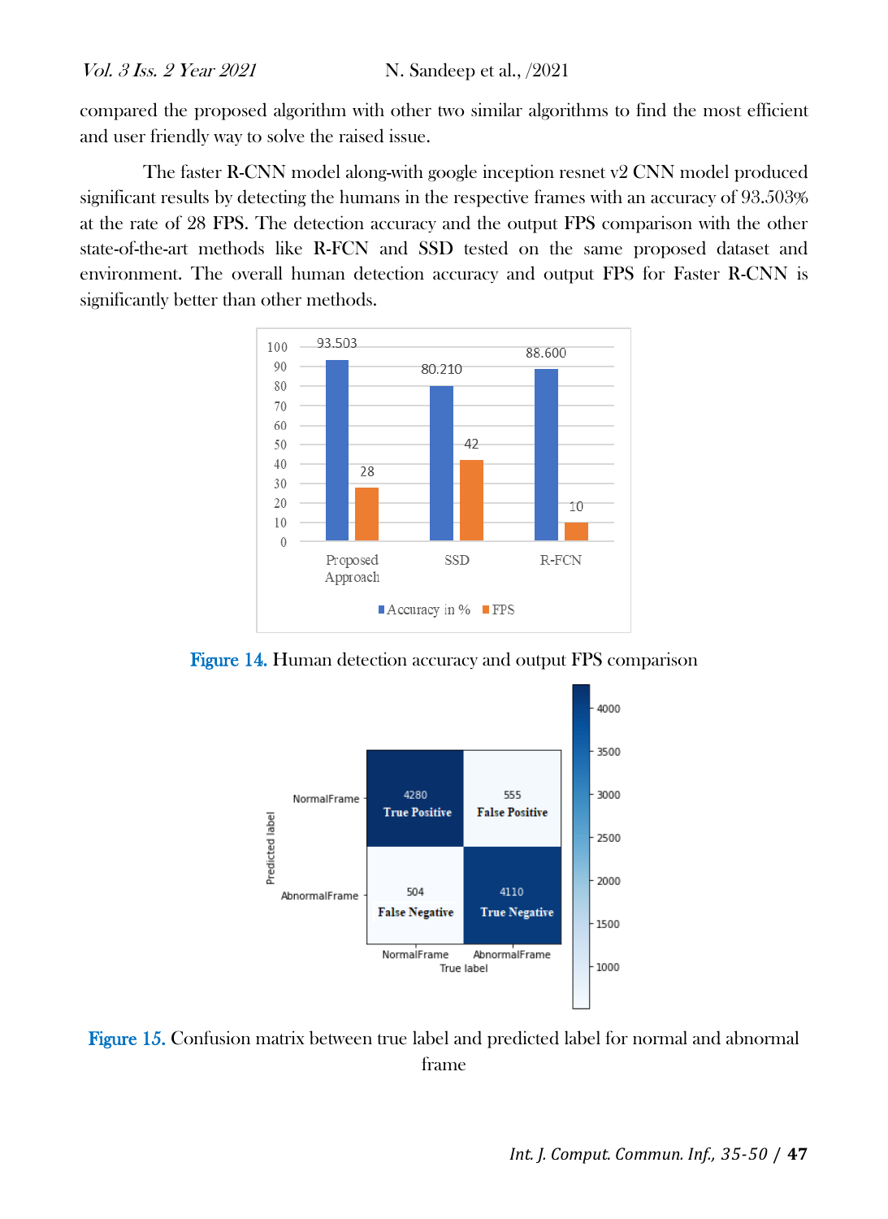compared the proposed algorithm with other two similar algorithms to find the most efficient and user friendly way to solve the raised issue.

The faster R-CNN model along-with google inception resnet v2 CNN model produced significant results by detecting the humans in the respective frames with an accuracy of 93.503% at the rate of 28 FPS. The detection accuracy and the output FPS comparison with the other state-of-the-art methods like R-FCN and SSD tested on the same proposed dataset and environment. The overall human detection accuracy and output FPS for Faster R-CNN is significantly better than other methods.

| | Accuracy in % | FPS |
|---|---|---|
| Proposed Approach | 93.503 | 28 |
| SSD | 80.210 | 42 |
| R-FCN | 88.600 | 10 |

Figure 14. Human detection accuracy and output FPS comparison

| Predicted label \ True label | NormalFrame | AbnormalFrame |
|---|---|---|
| NormalFrame | 4280 True Positive | 555 False Positive |
| AbnormalFrame | 504 False Negative | 4110 True Negative |

Figure 15. Confusion matrix between true label and predicted label for normal and abnormal frame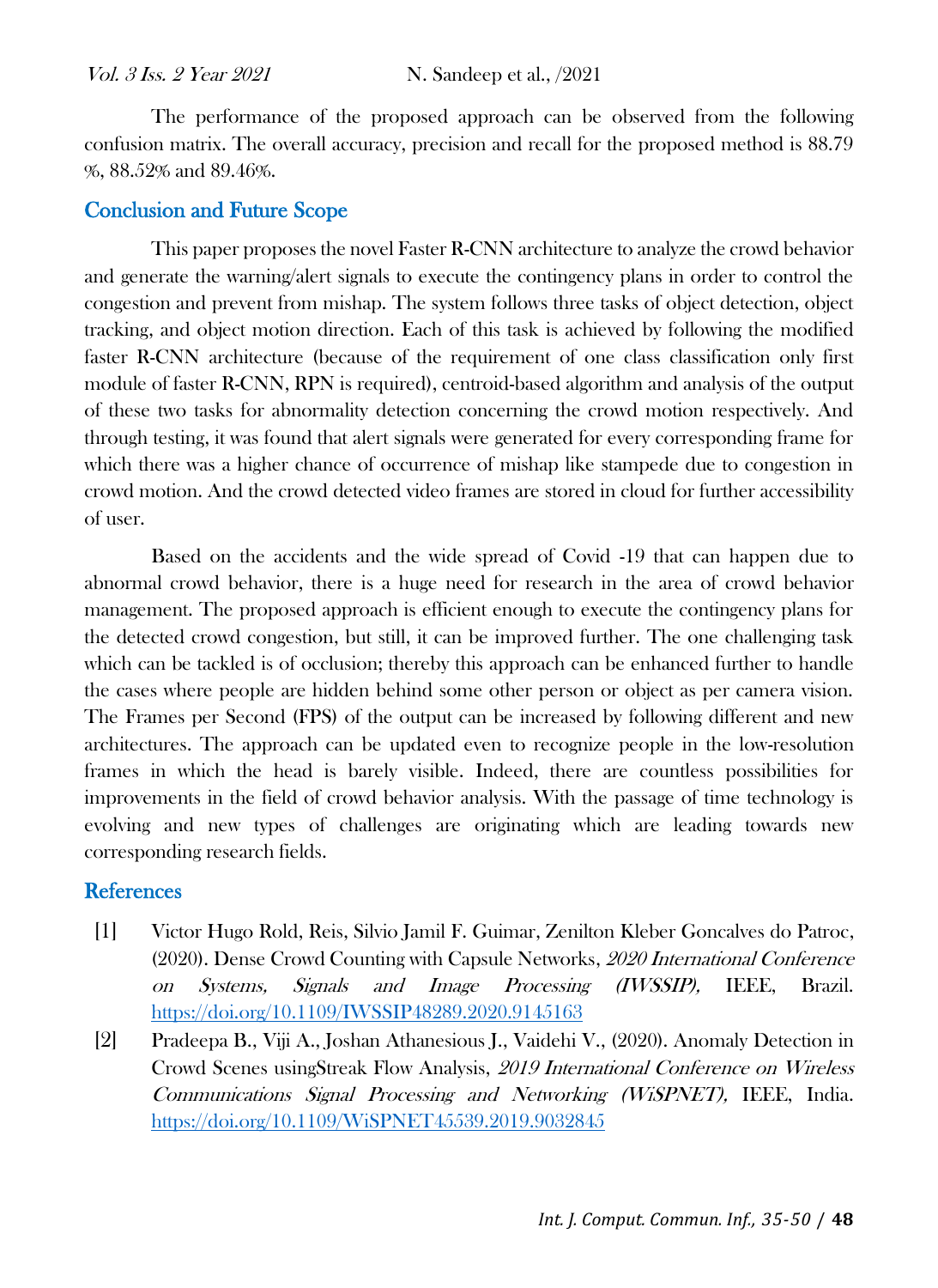The performance of the proposed approach can be observed from the following confusion matrix. The overall accuracy, precision and recall for the proposed method is 88.79 %, 88.52% and 89.46%.

## Conclusion and Future Scope

This paper proposes the novel Faster R-CNN architecture to analyze the crowd behavior and generate the warning/alert signals to execute the contingency plans in order to control the congestion and prevent from mishap. The system follows three tasks of object detection, object tracking, and object motion direction. Each of this task is achieved by following the modified faster R-CNN architecture (because of the requirement of one class classification only first module of faster R-CNN, RPN is required), centroid-based algorithm and analysis of the output of these two tasks for abnormality detection concerning the crowd motion respectively. And through testing, it was found that alert signals were generated for every corresponding frame for which there was a higher chance of occurrence of mishap like stampede due to congestion in crowd motion. And the crowd detected video frames are stored in cloud for further accessibility of user.

Based on the accidents and the wide spread of Covid -19 that can happen due to abnormal crowd behavior, there is a huge need for research in the area of crowd behavior management. The proposed approach is efficient enough to execute the contingency plans for the detected crowd congestion, but still, it can be improved further. The one challenging task which can be tackled is of occlusion; thereby this approach can be enhanced further to handle the cases where people are hidden behind some other person or object as per camera vision. The Frames per Second (FPS) of the output can be increased by following different and new architectures. The approach can be updated even to recognize people in the low-resolution frames in which the head is barely visible. Indeed, there are countless possibilities for improvements in the field of crowd behavior analysis. With the passage of time technology is evolving and new types of challenges are originating which are leading towards new corresponding research fields.

## References

[1] Victor Hugo Rold, Reis, Silvio Jamil F. Guimar, Zenilton Kleber Goncalves do Patroc, (2020). Dense Crowd Counting with Capsule Networks, *2020 International Conference on Systems, Signals and Image Processing (IWSSIP),* IEEE, Brazil. https://doi.org/10.1109/IWSSIP48289.2020.9145163

[2] Pradeepa B., Viji A., Joshan Athanesious J., Vaidehi V., (2020). Anomaly Detection in Crowd Scenes usingStreak Flow Analysis, *2019 International Conference on Wireless Communications Signal Processing and Networking (WiSPNET),* IEEE, India. https://doi.org/10.1109/WiSPNET45539.2019.9032845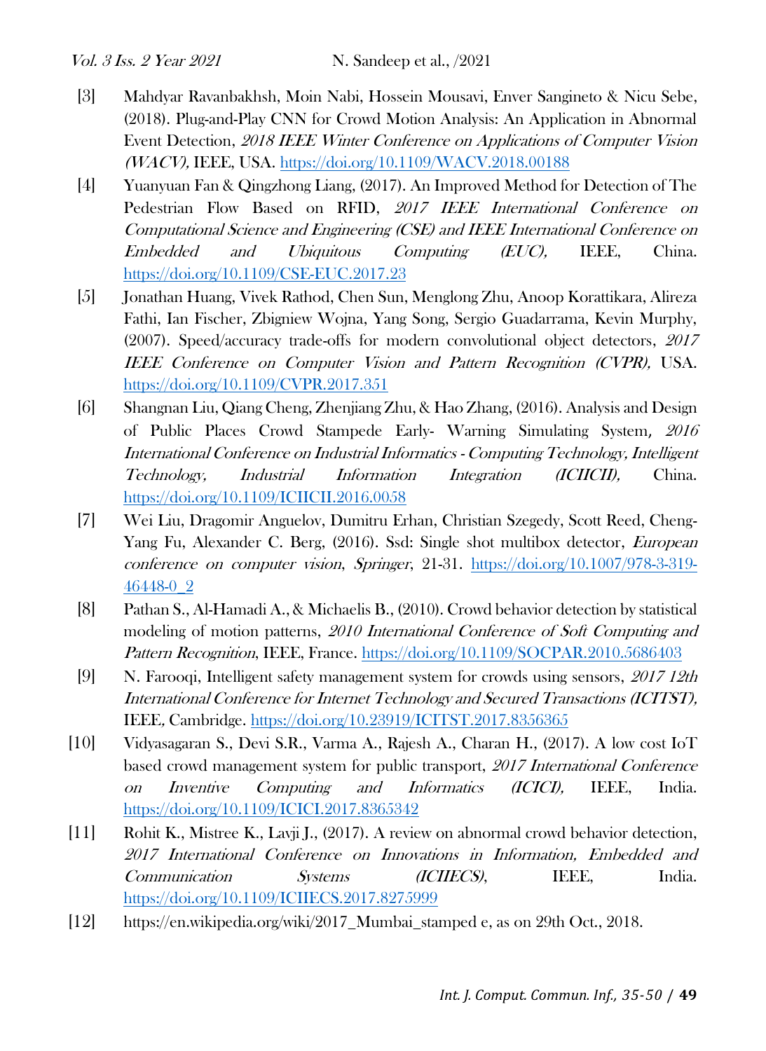[3] Mahdyar Ravanbakhsh, Moin Nabi, Hossein Mousavi, Enver Sangineto & Nicu Sebe, (2018). Plug-and-Play CNN for Crowd Motion Analysis: An Application in Abnormal Event Detection, *2018 IEEE Winter Conference on Applications of Computer Vision (WACV),* IEEE, USA. https://doi.org/10.1109/WACV.2018.00188

[4] Yuanyuan Fan & Qingzhong Liang, (2017). An Improved Method for Detection of The Pedestrian Flow Based on RFID, *2017 IEEE International Conference on Computational Science and Engineering (CSE) and IEEE International Conference on Embedded and Ubiquitous Computing (EUC),* IEEE, China. https://doi.org/10.1109/CSE-EUC.2017.23

[5] Jonathan Huang, Vivek Rathod, Chen Sun, Menglong Zhu, Anoop Korattikara, Alireza Fathi, Ian Fischer, Zbigniew Wojna, Yang Song, Sergio Guadarrama, Kevin Murphy, (2007). Speed/accuracy trade-offs for modern convolutional object detectors, *2017 IEEE Conference on Computer Vision and Pattern Recognition (CVPR),* USA. https://doi.org/10.1109/CVPR.2017.351

[6] Shangnan Liu, Qiang Cheng, Zhenjiang Zhu, & Hao Zhang, (2016). Analysis and Design of Public Places Crowd Stampede Early- Warning Simulating System, *2016 International Conference on Industrial Informatics - Computing Technology, Intelligent Technology, Industrial Information Integration (ICIICII),* China. https://doi.org/10.1109/ICIICII.2016.0058

[7] Wei Liu, Dragomir Anguelov, Dumitru Erhan, Christian Szegedy, Scott Reed, Cheng-Yang Fu, Alexander C. Berg, (2016). Ssd: Single shot multibox detector, *European conference on computer vision, Springer*, 21-31. https://doi.org/10.1007/978-3-319-46448-0_2

[8] Pathan S., Al-Hamadi A., & Michaelis B., (2010). Crowd behavior detection by statistical modeling of motion patterns, *2010 International Conference of Soft Computing and Pattern Recognition*, IEEE, France. https://doi.org/10.1109/SOCPAR.2010.5686403

[9] N. Farooqi, Intelligent safety management system for crowds using sensors, *2017 12th International Conference for Internet Technology and Secured Transactions (ICITST),* IEEE, Cambridge. https://doi.org/10.23919/ICITST.2017.8356365

[10] Vidyasagaran S., Devi S.R., Varma A., Rajesh A., Charan H., (2017). A low cost IoT based crowd management system for public transport, *2017 International Conference on Inventive Computing and Informatics (ICICI),* IEEE, India. https://doi.org/10.1109/ICICI.2017.8365342

[11] Rohit K., Mistree K., Lavji J., (2017). A review on abnormal crowd behavior detection, *2017 International Conference on Innovations in Information, Embedded and Communication Systems (ICIIECS)*, IEEE, India. https://doi.org/10.1109/ICIIECS.2017.8275999

[12] https://en.wikipedia.org/wiki/2017_Mumbai_stamped e, as on 29th Oct., 2018.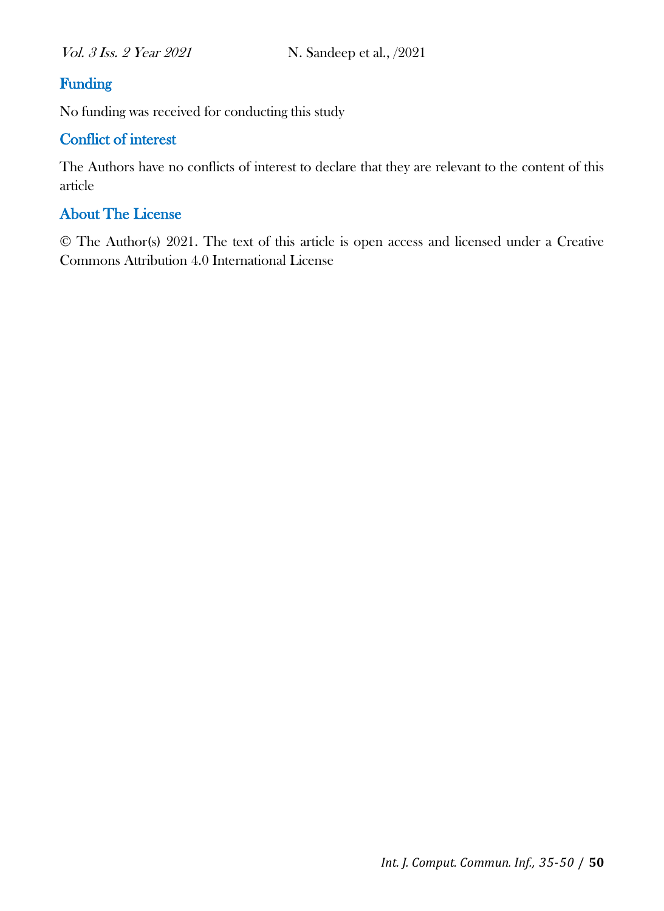## Funding

No funding was received for conducting this study

## Conflict of interest

The Authors have no conflicts of interest to declare that they are relevant to the content of this article

## About The License

© The Author(s) 2021. The text of this article is open access and licensed under a Creative Commons Attribution 4.0 International License